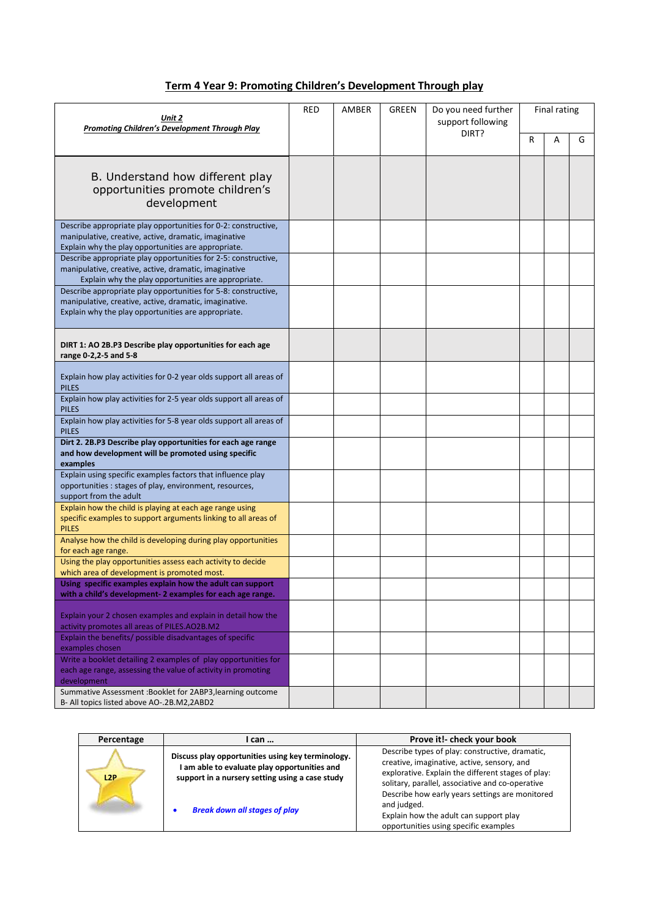# Term 4 Year 9: Promoting Children's Development Through play

| ***Unit 2*** ***Promoting Children's Development Through Play*** | RED | AMBER | GREEN | Do you need further support following DIRT? | Final rating | | |
|---|---|---|---|---|---|---|---|
| | | | | | R | A | G |
| B. Understand how different play opportunities promote children's development | | | | | | | |
| Describe appropriate play opportunities for 0-2: constructive, manipulative, creative, active, dramatic, imaginative Explain why the play opportunities are appropriate. | | | | | | | |
| Describe appropriate play opportunities for 2-5: constructive, manipulative, creative, active, dramatic, imaginative Explain why the play opportunities are appropriate. | | | | | | | |
| Describe appropriate play opportunities for 5-8: constructive, manipulative, creative, active, dramatic, imaginative. Explain why the play opportunities are appropriate. | | | | | | | |
| **DIRT 1: AO 2B.P3 Describe play opportunities for each age range 0-2,2-5 and 5-8** | | | | | | | |
| Explain how play activities for 0-2 year olds support all areas of PILES | | | | | | | |
| Explain how play activities for 2-5 year olds support all areas of PILES | | | | | | | |
| Explain how play activities for 5-8 year olds support all areas of PILES | | | | | | | |
| **Dirt 2. 2B.P3 Describe play opportunities for each age range and how development will be promoted using specific examples** | | | | | | | |
| Explain using specific examples factors that influence play opportunities : stages of play, environment, resources, support from the adult | | | | | | | |
| Explain how the child is playing at each age range using specific examples to support arguments linking to all areas of PILES | | | | | | | |
| Analyse how the child is developing during play opportunities for each age range. | | | | | | | |
| Using the play opportunities assess each activity to decide which area of development is promoted most. | | | | | | | |
| **Using specific examples explain how the adult can support with a child's development- 2 examples for each age range.** | | | | | | | |
| Explain your 2 chosen examples and explain in detail how the activity promotes all areas of PILES.AO2B.M2 | | | | | | | |
| Explain the benefits/ possible disadvantages of specific examples chosen | | | | | | | |
| Write a booklet detailing 2 examples of play opportunities for each age range, assessing the value of activity in promoting development | | | | | | | |
| Summative Assessment :Booklet for 2ABP3,learning outcome B- All topics listed above AO-.2B.M2,2ABD2 | | | | | | | |

| Percentage | I can … | Prove it!- check your book |
|---|---|---|
| L2P | **Discuss play opportunities using key terminology. I am able to evaluate play opportunities and support in a nursery setting using a case study** <br>• ***Break down all stages of play*** | Describe types of play: constructive, dramatic, creative, imaginative, active, sensory, and explorative. Explain the different stages of play: solitary, parallel, associative and co-operative Describe how early years settings are monitored and judged. Explain how the adult can support play opportunities using specific examples |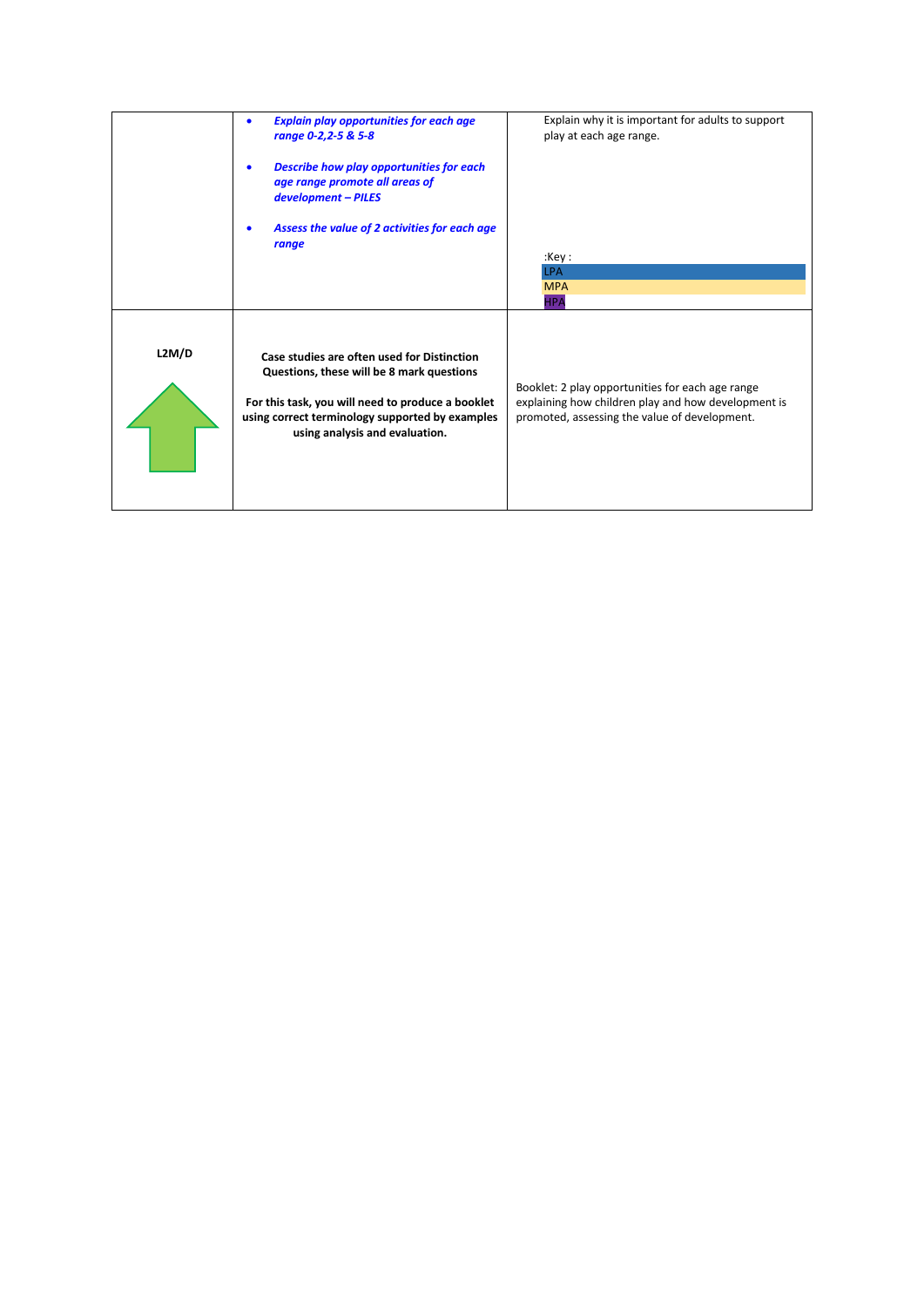| | | |
|---|---|---|
| | • ***Explain play opportunities for each age range 0-2,2-5 & 5-8***<br><br>• ***Describe how play opportunities for each age range promote all areas of development – PILES***<br><br>• ***Assess the value of 2 activities for each age range*** | Explain why it is important for adults to support play at each age range.<br><br>:Key :<br>LPA<br>MPA<br>HPA |
| **L2M/D** | **Case studies are often used for Distinction Questions, these will be 8 mark questions**<br><br>**For this task, you will need to produce a booklet using correct terminology supported by examples using analysis and evaluation.** | Booklet: 2 play opportunities for each age range explaining how children play and how development is promoted, assessing the value of development. |